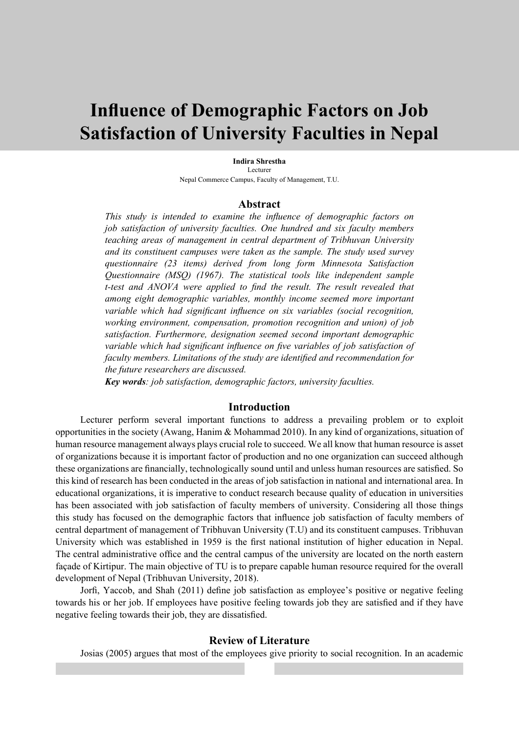# Influence of Demographic Factors on Job Satisfaction of University Faculties in Nepal

**Indira Shrestha**
Lecturer
Nepal Commerce Campus, Faculty of Management, T.U.

## Abstract

*This study is intended to examine the influence of demographic factors on job satisfaction of university faculties. One hundred and six faculty members teaching areas of management in central department of Tribhuvan University and its constituent campuses were taken as the sample. The study used survey questionnaire (23 items) derived from long form Minnesota Satisfaction Questionnaire (MSQ) (1967). The statistical tools like independent sample t-test and ANOVA were applied to find the result. The result revealed that among eight demographic variables, monthly income seemed more important variable which had significant influence on six variables (social recognition, working environment, compensation, promotion recognition and union) of job satisfaction. Furthermore, designation seemed second important demographic variable which had significant influence on five variables of job satisfaction of faculty members. Limitations of the study are identified and recommendation for the future researchers are discussed.*

***Key words****: job satisfaction, demographic factors, university faculties.*

## Introduction

Lecturer perform several important functions to address a prevailing problem or to exploit opportunities in the society (Awang, Hanim & Mohammad 2010). In any kind of organizations, situation of human resource management always plays crucial role to succeed. We all know that human resource is asset of organizations because it is important factor of production and no one organization can succeed although these organizations are financially, technologically sound until and unless human resources are satisfied. So this kind of research has been conducted in the areas of job satisfaction in national and international area. In educational organizations, it is imperative to conduct research because quality of education in universities has been associated with job satisfaction of faculty members of university. Considering all those things this study has focused on the demographic factors that influence job satisfaction of faculty members of central department of management of Tribhuvan University (T.U) and its constituent campuses. Tribhuvan University which was established in 1959 is the first national institution of higher education in Nepal. The central administrative office and the central campus of the university are located on the north eastern façade of Kirtipur. The main objective of TU is to prepare capable human resource required for the overall development of Nepal (Tribhuvan University, 2018).

Jorfi, Yaccob, and Shah (2011) define job satisfaction as employee's positive or negative feeling towards his or her job. If employees have positive feeling towards job they are satisfied and if they have negative feeling towards their job, they are dissatisfied.

## Review of Literature

Josias (2005) argues that most of the employees give priority to social recognition. In an academic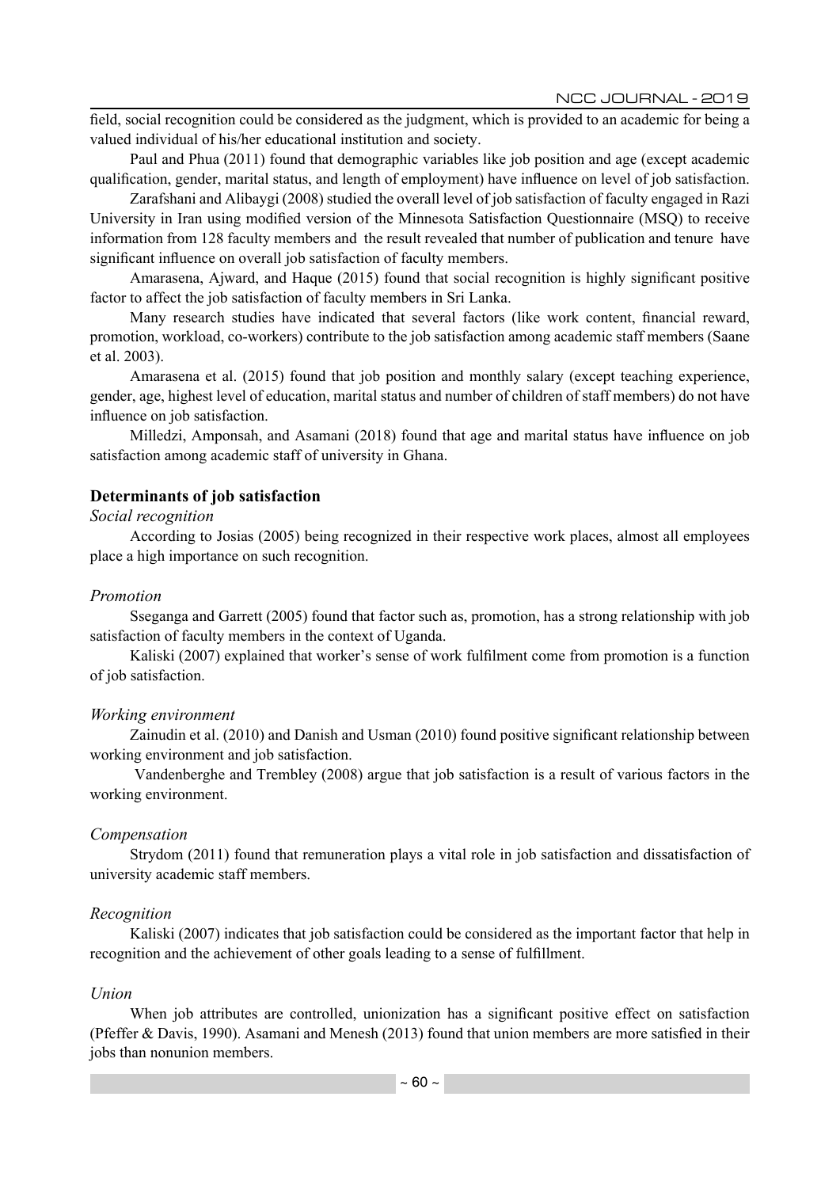field, social recognition could be considered as the judgment, which is provided to an academic for being a valued individual of his/her educational institution and society.

Paul and Phua (2011) found that demographic variables like job position and age (except academic qualification, gender, marital status, and length of employment) have influence on level of job satisfaction.

Zarafshani and Alibaygi (2008) studied the overall level of job satisfaction of faculty engaged in Razi University in Iran using modified version of the Minnesota Satisfaction Questionnaire (MSQ) to receive information from 128 faculty members and the result revealed that number of publication and tenure have significant influence on overall job satisfaction of faculty members.

Amarasena, Ajward, and Haque (2015) found that social recognition is highly significant positive factor to affect the job satisfaction of faculty members in Sri Lanka.

Many research studies have indicated that several factors (like work content, financial reward, promotion, workload, co-workers) contribute to the job satisfaction among academic staff members (Saane et al. 2003).

Amarasena et al. (2015) found that job position and monthly salary (except teaching experience, gender, age, highest level of education, marital status and number of children of staff members) do not have influence on job satisfaction.

Milledzi, Amponsah, and Asamani (2018) found that age and marital status have influence on job satisfaction among academic staff of university in Ghana.

### Determinants of job satisfaction

*Social recognition*

According to Josias (2005) being recognized in their respective work places, almost all employees place a high importance on such recognition.

*Promotion*

Sseganga and Garrett (2005) found that factor such as, promotion, has a strong relationship with job satisfaction of faculty members in the context of Uganda.

Kaliski (2007) explained that worker's sense of work fulfilment come from promotion is a function of job satisfaction.

*Working environment*

Zainudin et al. (2010) and Danish and Usman (2010) found positive significant relationship between working environment and job satisfaction.

Vandenberghe and Trembley (2008) argue that job satisfaction is a result of various factors in the working environment.

*Compensation*

Strydom (2011) found that remuneration plays a vital role in job satisfaction and dissatisfaction of university academic staff members.

*Recognition*

Kaliski (2007) indicates that job satisfaction could be considered as the important factor that help in recognition and the achievement of other goals leading to a sense of fulfillment.

*Union*

When job attributes are controlled, unionization has a significant positive effect on satisfaction (Pfeffer & Davis, 1990). Asamani and Menesh (2013) found that union members are more satisfied in their jobs than nonunion members.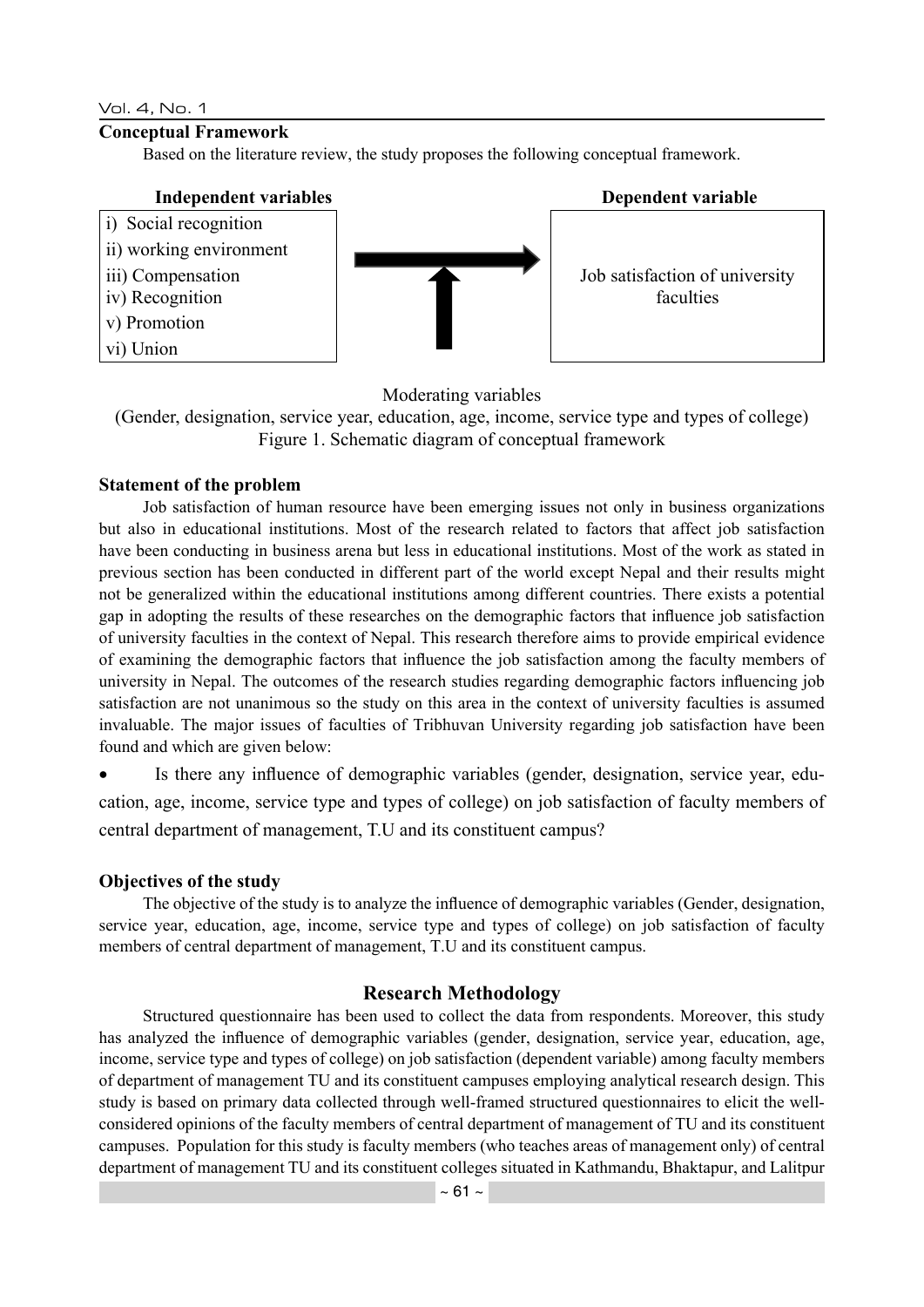## Conceptual Framework

Based on the literature review, the study proposes the following conceptual framework.

| Independent variables | | Dependent variable |
|---|---|---|
| i) Social recognition<br>ii) working environment<br>iii) Compensation<br>iv) Recognition<br>v) Promotion<br>vi) Union | → | Job satisfaction of university faculties |

Moderating variables

(Gender, designation, service year, education, age, income, service type and types of college)

Figure 1. Schematic diagram of conceptual framework

## Statement of the problem

Job satisfaction of human resource have been emerging issues not only in business organizations but also in educational institutions. Most of the research related to factors that affect job satisfaction have been conducting in business arena but less in educational institutions. Most of the work as stated in previous section has been conducted in different part of the world except Nepal and their results might not be generalized within the educational institutions among different countries. There exists a potential gap in adopting the results of these researches on the demographic factors that influence job satisfaction of university faculties in the context of Nepal. This research therefore aims to provide empirical evidence of examining the demographic factors that influence the job satisfaction among the faculty members of university in Nepal. The outcomes of the research studies regarding demographic factors influencing job satisfaction are not unanimous so the study on this area in the context of university faculties is assumed invaluable. The major issues of faculties of Tribhuvan University regarding job satisfaction have been found and which are given below:

- Is there any influence of demographic variables (gender, designation, service year, education, age, income, service type and types of college) on job satisfaction of faculty members of central department of management, T.U and its constituent campus?

## Objectives of the study

The objective of the study is to analyze the influence of demographic variables (Gender, designation, service year, education, age, income, service type and types of college) on job satisfaction of faculty members of central department of management, T.U and its constituent campus.

## Research Methodology

Structured questionnaire has been used to collect the data from respondents. Moreover, this study has analyzed the influence of demographic variables (gender, designation, service year, education, age, income, service type and types of college) on job satisfaction (dependent variable) among faculty members of department of management TU and its constituent campuses employing analytical research design. This study is based on primary data collected through well-framed structured questionnaires to elicit the well-considered opinions of the faculty members of central department of management of TU and its constituent campuses. Population for this study is faculty members (who teaches areas of management only) of central department of management TU and its constituent colleges situated in Kathmandu, Bhaktapur, and Lalitpur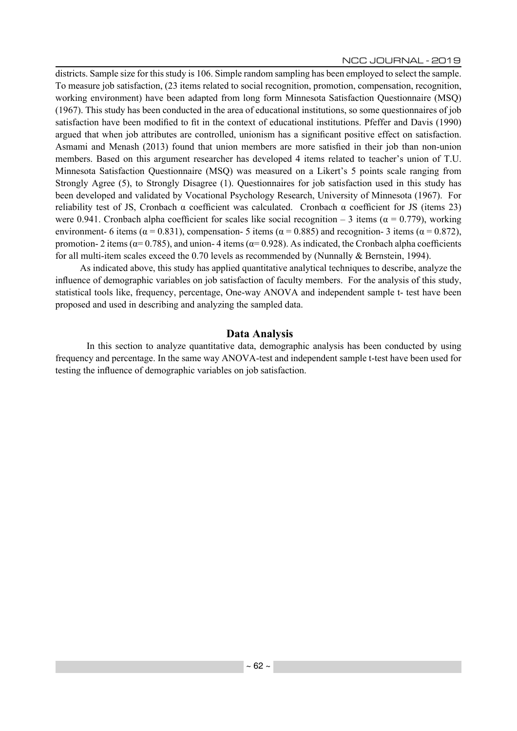districts. Sample size for this study is 106. Simple random sampling has been employed to select the sample. To measure job satisfaction, (23 items related to social recognition, promotion, compensation, recognition, working environment) have been adapted from long form Minnesota Satisfaction Questionnaire (MSQ) (1967). This study has been conducted in the area of educational institutions, so some questionnaires of job satisfaction have been modified to fit in the context of educational institutions. Pfeffer and Davis (1990) argued that when job attributes are controlled, unionism has a significant positive effect on satisfaction. Asmami and Menash (2013) found that union members are more satisfied in their job than non-union members. Based on this argument researcher has developed 4 items related to teacher's union of T.U. Minnesota Satisfaction Questionnaire (MSQ) was measured on a Likert's 5 points scale ranging from Strongly Agree (5), to Strongly Disagree (1). Questionnaires for job satisfaction used in this study has been developed and validated by Vocational Psychology Research, University of Minnesota (1967). For reliability test of JS, Cronbach $\alpha$ coefficient was calculated. Cronbach $\alpha$ coefficient for JS (items 23) were 0.941. Cronbach alpha coefficient for scales like social recognition – 3 items ($\alpha = 0.779$), working environment- 6 items ($\alpha = 0.831$), compensation- 5 items ($\alpha = 0.885$) and recognition- 3 items ($\alpha = 0.872$), promotion- 2 items ($\alpha = 0.785$), and union- 4 items ($\alpha = 0.928$). As indicated, the Cronbach alpha coefficients for all multi-item scales exceed the 0.70 levels as recommended by (Nunnally & Bernstein, 1994).

As indicated above, this study has applied quantitative analytical techniques to describe, analyze the influence of demographic variables on job satisfaction of faculty members. For the analysis of this study, statistical tools like, frequency, percentage, One-way ANOVA and independent sample t- test have been proposed and used in describing and analyzing the sampled data.

## Data Analysis

In this section to analyze quantitative data, demographic analysis has been conducted by using frequency and percentage. In the same way ANOVA-test and independent sample t-test have been used for testing the influence of demographic variables on job satisfaction.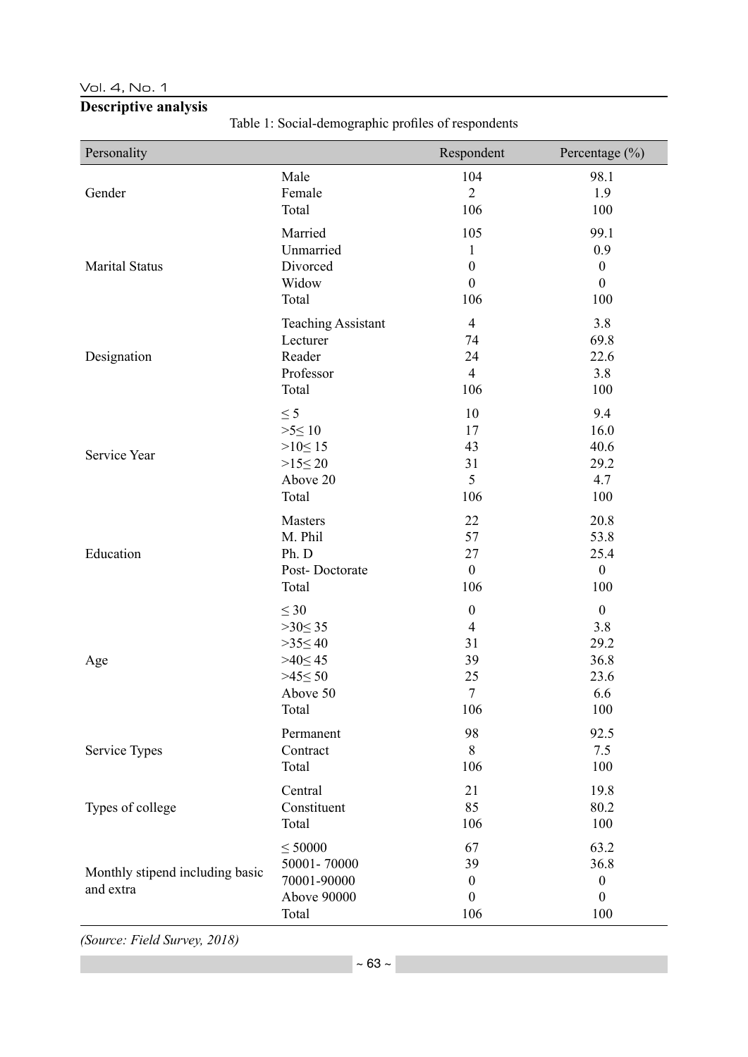## Descriptive analysis

Table 1: Social-demographic profiles of respondents

| Personality | | Respondent | Percentage (%) |
|---|---|---|---|
| Gender | Male | 104 | 98.1 |
| | Female | 2 | 1.9 |
| | Total | 106 | 100 |
| Marital Status | Married | 105 | 99.1 |
| | Unmarried | 1 | 0.9 |
| | Divorced | 0 | 0 |
| | Widow | 0 | 0 |
| | Total | 106 | 100 |
| Designation | Teaching Assistant | 4 | 3.8 |
| | Lecturer | 74 | 69.8 |
| | Reader | 24 | 22.6 |
| | Professor | 4 | 3.8 |
| | Total | 106 | 100 |
| Service Year | ≤ 5 | 10 | 9.4 |
| | >5≤ 10 | 17 | 16.0 |
| | >10≤ 15 | 43 | 40.6 |
| | >15≤ 20 | 31 | 29.2 |
| | Above 20 | 5 | 4.7 |
| | Total | 106 | 100 |
| Education | Masters | 22 | 20.8 |
| | M. Phil | 57 | 53.8 |
| | Ph. D | 27 | 25.4 |
| | Post- Doctorate | 0 | 0 |
| | Total | 106 | 100 |
| Age | ≤ 30 | 0 | 0 |
| | >30≤ 35 | 4 | 3.8 |
| | >35≤ 40 | 31 | 29.2 |
| | >40≤ 45 | 39 | 36.8 |
| | >45≤ 50 | 25 | 23.6 |
| | Above 50 | 7 | 6.6 |
| | Total | 106 | 100 |
| Service Types | Permanent | 98 | 92.5 |
| | Contract | 8 | 7.5 |
| | Total | 106 | 100 |
| Types of college | Central | 21 | 19.8 |
| | Constituent | 85 | 80.2 |
| | Total | 106 | 100 |
| Monthly stipend including basic and extra | ≤ 50000 | 67 | 63.2 |
| | 50001- 70000 | 39 | 36.8 |
| | 70001-90000 | 0 | 0 |
| | Above 90000 | 0 | 0 |
| | Total | 106 | 100 |

*(Source: Field Survey, 2018)*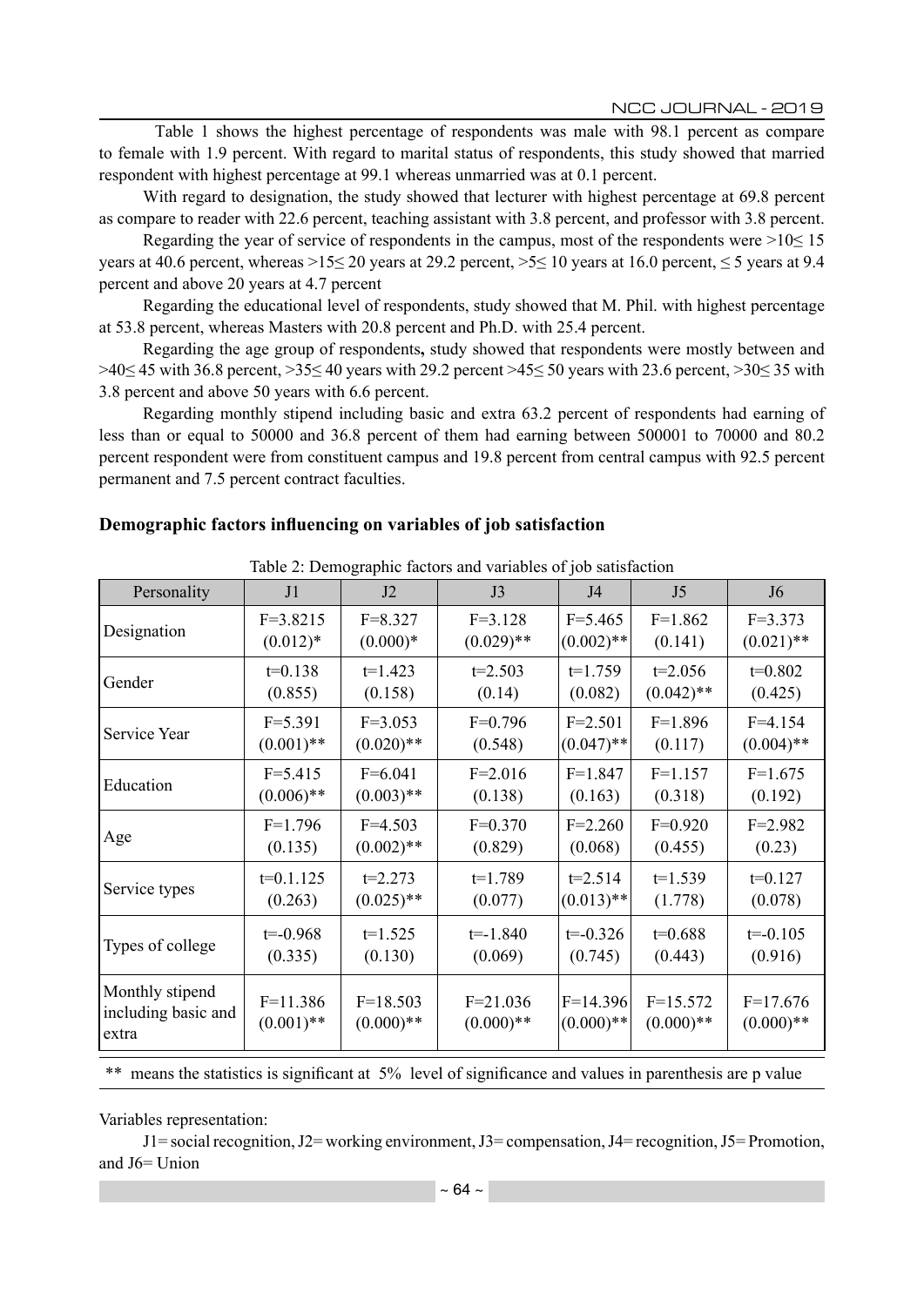Table 1 shows the highest percentage of respondents was male with 98.1 percent as compare to female with 1.9 percent. With regard to marital status of respondents, this study showed that married respondent with highest percentage at 99.1 whereas unmarried was at 0.1 percent.

With regard to designation, the study showed that lecturer with highest percentage at 69.8 percent as compare to reader with 22.6 percent, teaching assistant with 3.8 percent, and professor with 3.8 percent.

Regarding the year of service of respondents in the campus, most of the respondents were >10≤ 15 years at 40.6 percent, whereas >15≤ 20 years at 29.2 percent, >5≤ 10 years at 16.0 percent, ≤ 5 years at 9.4 percent and above 20 years at 4.7 percent

Regarding the educational level of respondents, study showed that M. Phil. with highest percentage at 53.8 percent, whereas Masters with 20.8 percent and Ph.D. with 25.4 percent.

Regarding the age group of respondents**,** study showed that respondents were mostly between and >40≤ 45 with 36.8 percent, >35≤ 40 years with 29.2 percent >45≤ 50 years with 23.6 percent, >30≤ 35 with 3.8 percent and above 50 years with 6.6 percent.

Regarding monthly stipend including basic and extra 63.2 percent of respondents had earning of less than or equal to 50000 and 36.8 percent of them had earning between 500001 to 70000 and 80.2 percent respondent were from constituent campus and 19.8 percent from central campus with 92.5 percent permanent and 7.5 percent contract faculties.

## Demographic factors influencing on variables of job satisfaction

Table 2: Demographic factors and variables of job satisfaction

| Personality | J1 | J2 | J3 | J4 | J5 | J6 |
|---|---|---|---|---|---|---|
| Designation | F=3.8215 (0.012)* | F=8.327 (0.000)* | F=3.128 (0.029)** | F=5.465 (0.002)** | F=1.862 (0.141) | F=3.373 (0.021)** |
| Gender | t=0.138 (0.855) | t=1.423 (0.158) | t=2.503 (0.14) | t=1.759 (0.082) | t=2.056 (0.042)** | t=0.802 (0.425) |
| Service Year | F=5.391 (0.001)** | F=3.053 (0.020)** | F=0.796 (0.548) | F=2.501 (0.047)** | F=1.896 (0.117) | F=4.154 (0.004)** |
| Education | F=5.415 (0.006)** | F=6.041 (0.003)** | F=2.016 (0.138) | F=1.847 (0.163) | F=1.157 (0.318) | F=1.675 (0.192) |
| Age | F=1.796 (0.135) | F=4.503 (0.002)** | F=0.370 (0.829) | F=2.260 (0.068) | F=0.920 (0.455) | F=2.982 (0.23) |
| Service types | t=0.1.125 (0.263) | t=2.273 (0.025)** | t=1.789 (0.077) | t=2.514 (0.013)** | t=1.539 (1.778) | t=0.127 (0.078) |
| Types of college | t=-0.968 (0.335) | t=1.525 (0.130) | t=-1.840 (0.069) | t=-0.326 (0.745) | t=0.688 (0.443) | t=-0.105 (0.916) |
| Monthly stipend including basic and extra | F=11.386 (0.001)** | F=18.503 (0.000)** | F=21.036 (0.000)** | F=14.396 (0.000)** | F=15.572 (0.000)** | F=17.676 (0.000)** |

** means the statistics is significant at 5% level of significance and values in parenthesis are p value

Variables representation:

J1= social recognition, J2= working environment, J3= compensation, J4= recognition, J5= Promotion, and J6= Union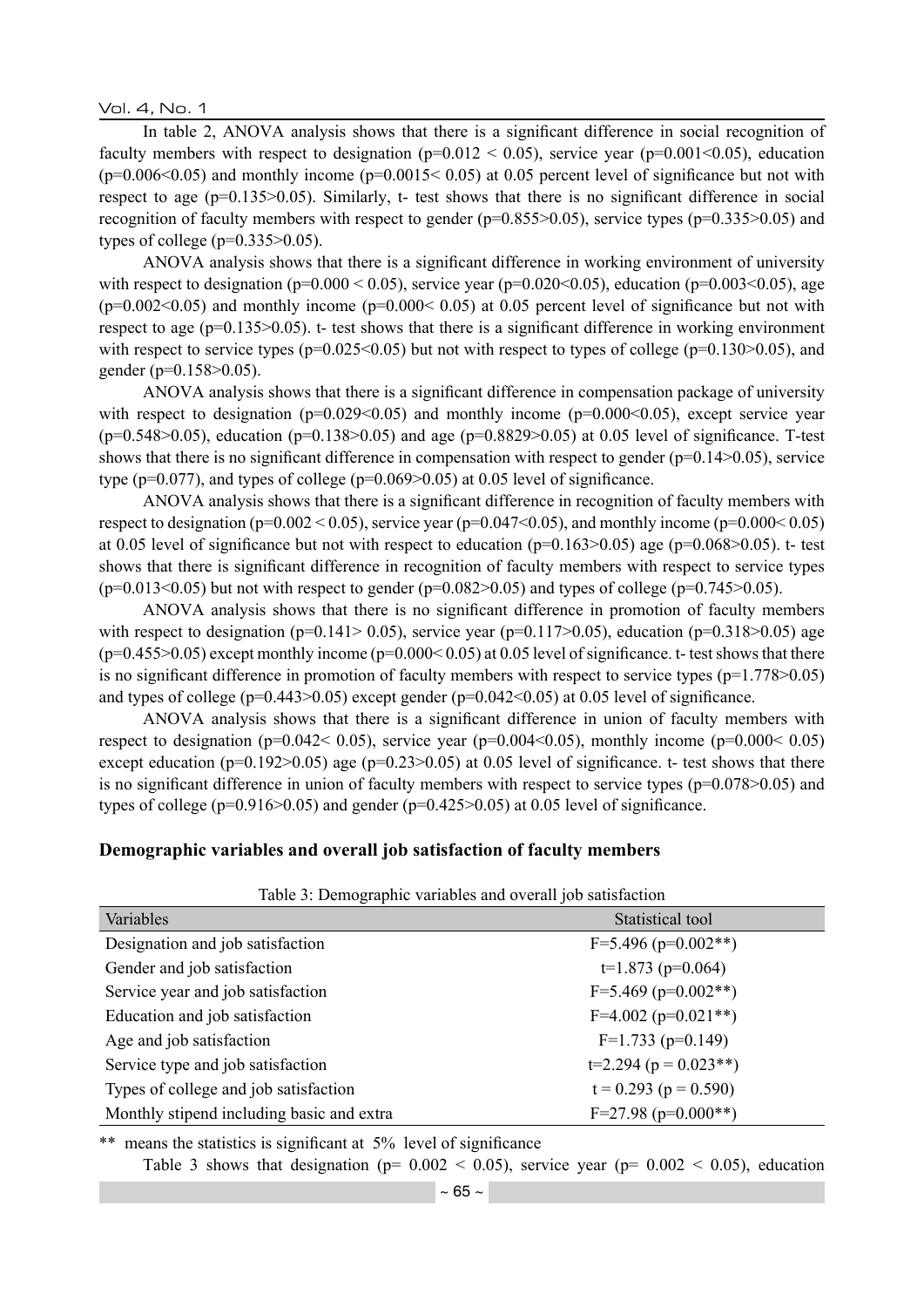In table 2, ANOVA analysis shows that there is a significant difference in social recognition of faculty members with respect to designation ($p=0.012 < 0.05$), service year ($p=0.001<0.05$), education ($p=0.006<0.05$) and monthly income ($p=0.0015< 0.05$) at 0.05 percent level of significance but not with respect to age ($p=0.135>0.05$). Similarly, t- test shows that there is no significant difference in social recognition of faculty members with respect to gender ($p=0.855>0.05$), service types ($p=0.335>0.05$) and types of college ($p=0.335>0.05$).

ANOVA analysis shows that there is a significant difference in working environment of university with respect to designation ($p=0.000 < 0.05$), service year ($p=0.020<0.05$), education ($p=0.003<0.05$), age ($p=0.002<0.05$) and monthly income ($p=0.000< 0.05$) at 0.05 percent level of significance but not with respect to age ($p=0.135>0.05$). t- test shows that there is a significant difference in working environment with respect to service types ($p=0.025<0.05$) but not with respect to types of college ($p=0.130>0.05$), and gender ($p=0.158>0.05$).

ANOVA analysis shows that there is a significant difference in compensation package of university with respect to designation ($p=0.029<0.05$) and monthly income ($p=0.000<0.05$), except service year ($p=0.548>0.05$), education ($p=0.138>0.05$) and age ($p=0.8829>0.05$) at 0.05 level of significance. T-test shows that there is no significant difference in compensation with respect to gender ($p=0.14>0.05$), service type ($p=0.077$), and types of college ($p=0.069>0.05$) at 0.05 level of significance.

ANOVA analysis shows that there is a significant difference in recognition of faculty members with respect to designation ($p=0.002 < 0.05$), service year ($p=0.047<0.05$), and monthly income ($p=0.000< 0.05$) at 0.05 level of significance but not with respect to education ($p=0.163>0.05$) age ($p=0.068>0.05$). t- test shows that there is significant difference in recognition of faculty members with respect to service types ($p=0.013<0.05$) but not with respect to gender ($p=0.082>0.05$) and types of college ($p=0.745>0.05$).

ANOVA analysis shows that there is no significant difference in promotion of faculty members with respect to designation ($p=0.141> 0.05$), service year ($p=0.117>0.05$), education ($p=0.318>0.05$) age ($p=0.455>0.05$) except monthly income ($p=0.000< 0.05$) at 0.05 level of significance. t- test shows that there is no significant difference in promotion of faculty members with respect to service types ($p=1.778>0.05$) and types of college ($p=0.443>0.05$) except gender ($p=0.042<0.05$) at 0.05 level of significance.

ANOVA analysis shows that there is a significant difference in union of faculty members with respect to designation ($p=0.042< 0.05$), service year ($p=0.004<0.05$), monthly income ($p=0.000< 0.05$) except education ($p=0.192>0.05$) age ($p=0.23>0.05$) at 0.05 level of significance. t- test shows that there is no significant difference in union of faculty members with respect to service types ($p=0.078>0.05$) and types of college ($p=0.916>0.05$) and gender ($p=0.425>0.05$) at 0.05 level of significance.

### Demographic variables and overall job satisfaction of faculty members

Table 3: Demographic variables and overall job satisfaction

| Variables | Statistical tool |
|---|---|
| Designation and job satisfaction | $F=5.496$ ($p=0.002$**) |
| Gender and job satisfaction | $t=1.873$ ($p=0.064$) |
| Service year and job satisfaction | $F=5.469$ ($p=0.002$**) |
| Education and job satisfaction | $F=4.002$ ($p=0.021$**) |
| Age and job satisfaction | $F=1.733$ ($p=0.149$) |
| Service type and job satisfaction | $t=2.294$ ($p = 0.023$**) |
| Types of college and job satisfaction | $t = 0.293$ ($p = 0.590$) |
| Monthly stipend including basic and extra | $F=27.98$ ($p=0.000$**) |

** means the statistics is significant at 5% level of significance

Table 3 shows that designation ($p= 0.002 < 0.05$), service year ($p= 0.002 < 0.05$), education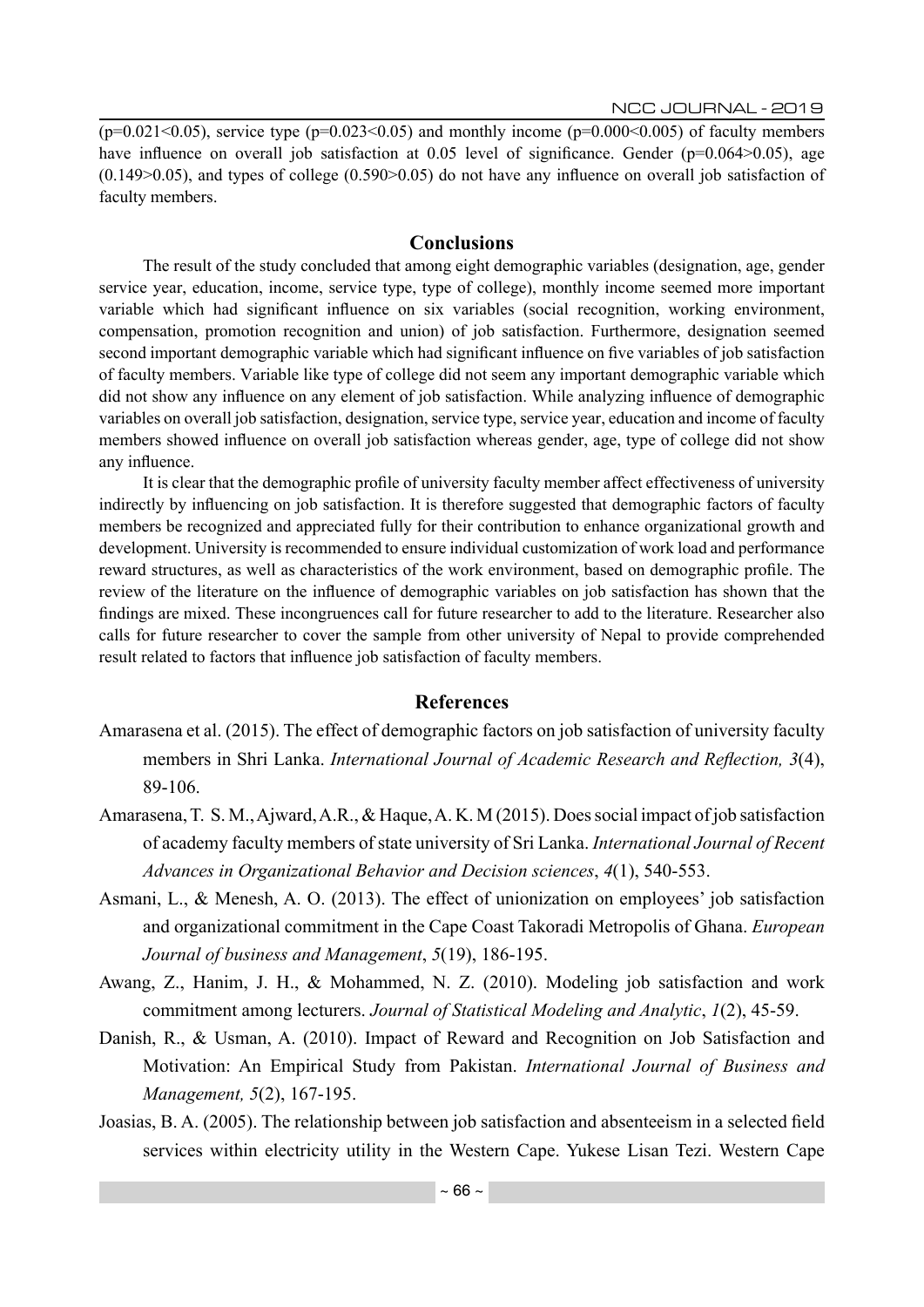($p=0.021<0.05$), service type ($p=0.023<0.05$) and monthly income ($p=0.000<0.005$) of faculty members have influence on overall job satisfaction at 0.05 level of significance. Gender ($p=0.064>0.05$), age ($0.149>0.05$), and types of college ($0.590>0.05$) do not have any influence on overall job satisfaction of faculty members.

## Conclusions

The result of the study concluded that among eight demographic variables (designation, age, gender service year, education, income, service type, type of college), monthly income seemed more important variable which had significant influence on six variables (social recognition, working environment, compensation, promotion recognition and union) of job satisfaction. Furthermore, designation seemed second important demographic variable which had significant influence on five variables of job satisfaction of faculty members. Variable like type of college did not seem any important demographic variable which did not show any influence on any element of job satisfaction. While analyzing influence of demographic variables on overall job satisfaction, designation, service type, service year, education and income of faculty members showed influence on overall job satisfaction whereas gender, age, type of college did not show any influence.

It is clear that the demographic profile of university faculty member affect effectiveness of university indirectly by influencing on job satisfaction. It is therefore suggested that demographic factors of faculty members be recognized and appreciated fully for their contribution to enhance organizational growth and development. University is recommended to ensure individual customization of work load and performance reward structures, as well as characteristics of the work environment, based on demographic profile. The review of the literature on the influence of demographic variables on job satisfaction has shown that the findings are mixed. These incongruences call for future researcher to add to the literature. Researcher also calls for future researcher to cover the sample from other university of Nepal to provide comprehended result related to factors that influence job satisfaction of faculty members.

## References

Amarasena et al. (2015). The effect of demographic factors on job satisfaction of university faculty members in Shri Lanka. *International Journal of Academic Research and Reflection, 3*(4), 89-106.

Amarasena, T. S. M., Ajward, A.R., & Haque, A. K. M (2015). Does social impact of job satisfaction of academy faculty members of state university of Sri Lanka. *International Journal of Recent Advances in Organizational Behavior and Decision sciences*, *4*(1), 540-553.

Asmani, L., & Menesh, A. O. (2013). The effect of unionization on employees' job satisfaction and organizational commitment in the Cape Coast Takoradi Metropolis of Ghana. *European Journal of business and Management*, *5*(19), 186-195.

Awang, Z., Hanim, J. H., & Mohammed, N. Z. (2010). Modeling job satisfaction and work commitment among lecturers. *Journal of Statistical Modeling and Analytic*, *1*(2), 45-59.

Danish, R., & Usman, A. (2010). Impact of Reward and Recognition on Job Satisfaction and Motivation: An Empirical Study from Pakistan. *International Journal of Business and Management, 5*(2), 167-195.

Joasias, B. A. (2005). The relationship between job satisfaction and absenteeism in a selected field services within electricity utility in the Western Cape. Yukese Lisan Tezi. Western Cape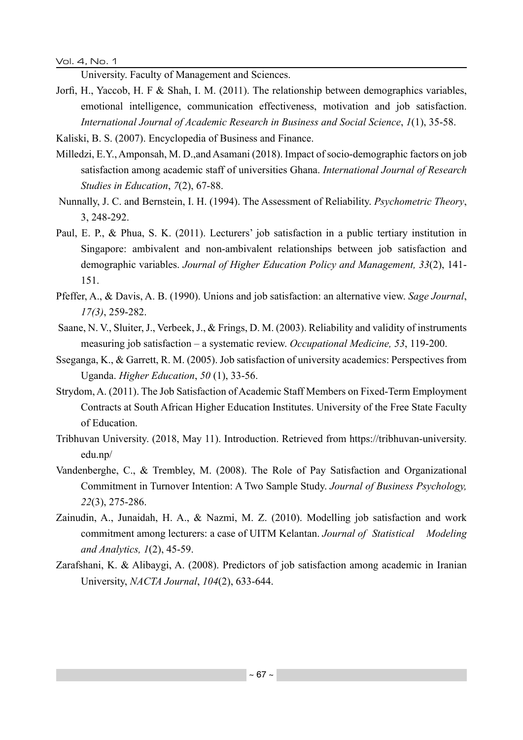University. Faculty of Management and Sciences.

Jorfi, H., Yaccob, H. F & Shah, I. M. (2011). The relationship between demographics variables, emotional intelligence, communication effectiveness, motivation and job satisfaction. *International Journal of Academic Research in Business and Social Science*, *1*(1), 35-58.

Kaliski, B. S. (2007). Encyclopedia of Business and Finance.

Milledzi, E.Y., Amponsah, M. D.,and Asamani (2018). Impact of socio-demographic factors on job satisfaction among academic staff of universities Ghana. *International Journal of Research Studies in Education*, *7*(2), 67-88.

Nunnally, J. C. and Bernstein, I. H. (1994). The Assessment of Reliability. *Psychometric Theory*, 3, 248-292.

Paul, E. P., & Phua, S. K. (2011). Lecturers' job satisfaction in a public tertiary institution in Singapore: ambivalent and non-ambivalent relationships between job satisfaction and demographic variables. *Journal of Higher Education Policy and Management, 33*(2), 141-151.

Pfeffer, A., & Davis, A. B. (1990). Unions and job satisfaction: an alternative view. *Sage Journal*, *17(3)*, 259-282.

Saane, N. V., Sluiter, J., Verbeek, J., & Frings, D. M. (2003). Reliability and validity of instruments measuring job satisfaction – a systematic review. *Occupational Medicine, 53*, 119-200.

Sseganga, K., & Garrett, R. M. (2005). Job satisfaction of university academics: Perspectives from Uganda. *Higher Education*, *50* (1), 33-56.

Strydom, A. (2011). The Job Satisfaction of Academic Staff Members on Fixed-Term Employment Contracts at South African Higher Education Institutes. University of the Free State Faculty of Education.

Tribhuvan University. (2018, May 11). Introduction. Retrieved from https://tribhuvan-university.edu.np/

Vandenberghe, C., & Trembley, M. (2008). The Role of Pay Satisfaction and Organizational Commitment in Turnover Intention: A Two Sample Study. *Journal of Business Psychology, 22*(3), 275-286.

Zainudin, A., Junaidah, H. A., & Nazmi, M. Z. (2010). Modelling job satisfaction and work commitment among lecturers: a case of UITM Kelantan. *Journal of Statistical Modeling and Analytics, 1*(2), 45-59.

Zarafshani, K. & Alibaygi, A. (2008). Predictors of job satisfaction among academic in Iranian University, *NACTA Journal*, *104*(2), 633-644.